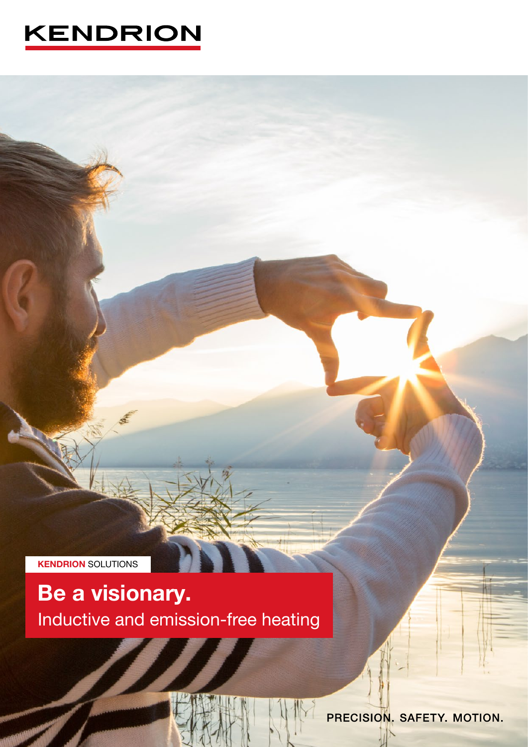# KENDRION

**KENDRION** SOLUTIONS

## Be a visionary.

Inductive and emission-free heating

PRECISION. SAFETY. MOTION.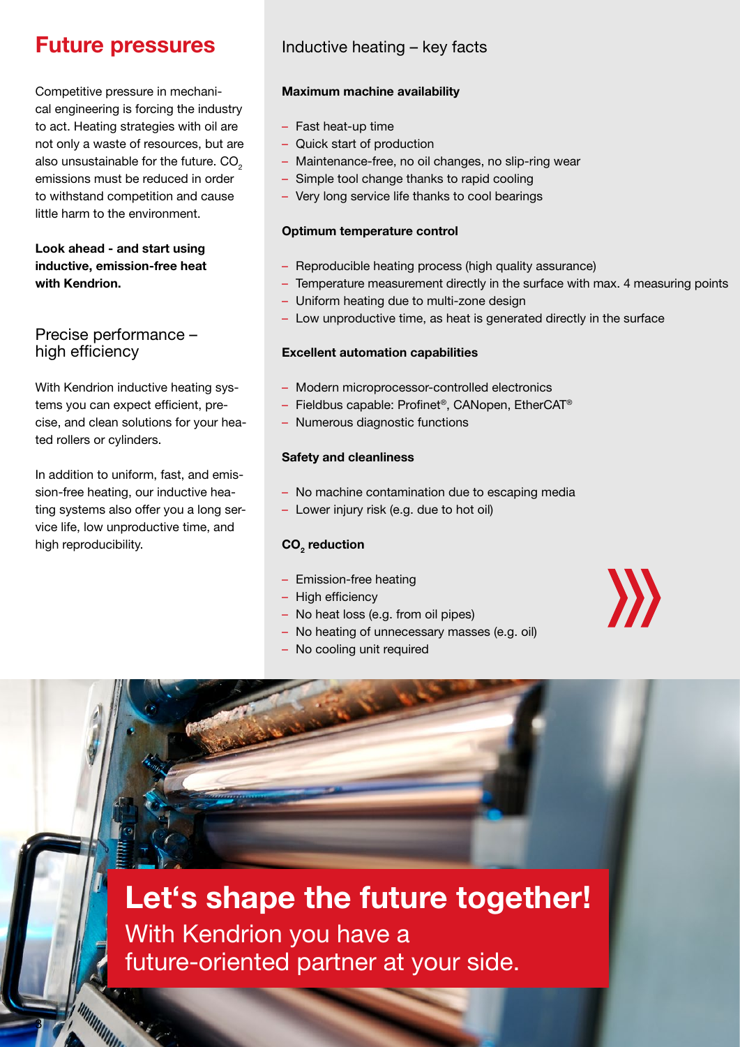# Future pressures

Competitive pressure in mechanical engineering is forcing the industry to act. Heating strategies with oil are not only a waste of resources, but are also unsustainable for the future. $CO_2$ emissions must be reduced in order to withstand competition and cause little harm to the environment.

**Look ahead - and start using inductive, emission-free heat with Kendrion.**

## Precise performance – high efficiency

With Kendrion inductive heating systems you can expect efficient, precise, and clean solutions for your heated rollers or cylinders.

In addition to uniform, fast, and emission-free heating, our inductive heating systems also offer you a long service life, low unproductive time, and high reproducibility.

## Inductive heating – key facts

**Maximum machine availability**

- Fast heat-up time
- Quick start of production
- Maintenance-free, no oil changes, no slip-ring wear
- Simple tool change thanks to rapid cooling
- Very long service life thanks to cool bearings

**Optimum temperature control**

- Reproducible heating process (high quality assurance)
- Temperature measurement directly in the surface with max. 4 measuring points
- Uniform heating due to multi-zone design
- Low unproductive time, as heat is generated directly in the surface

**Excellent automation capabilities**

- Modern microprocessor-controlled electronics
- Fieldbus capable: Profinet®, CANopen, EtherCAT®
- Numerous diagnostic functions

**Safety and cleanliness**

- No machine contamination due to escaping media
- Lower injury risk (e.g. due to hot oil)

**$CO_2$ reduction**

- Emission-free heating
- High efficiency
- No heat loss (e.g. from oil pipes)
- No heating of unnecessary masses (e.g. oil)
- No cooling unit required

**Let‘s shape the future together!**
With Kendrion you have a future-oriented partner at your side.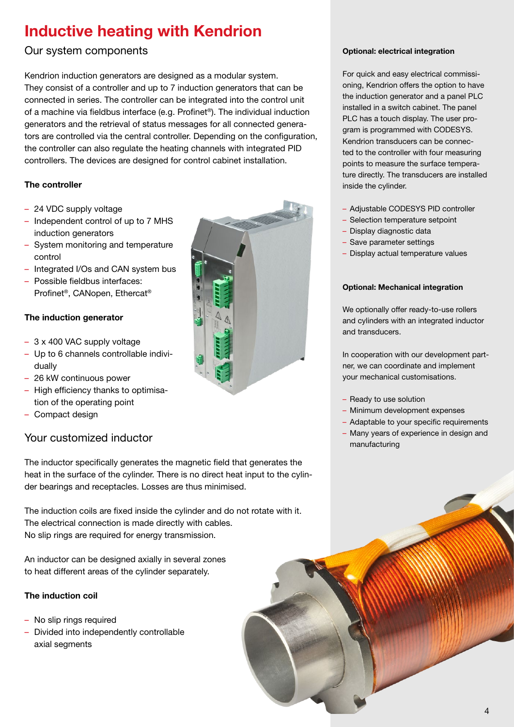# Inductive heating with Kendrion

## Our system components

Kendrion induction generators are designed as a modular system. They consist of a controller and up to 7 induction generators that can be connected in series. The controller can be integrated into the control unit of a machine via fieldbus interface (e.g. Profinet®). The individual induction generators and the retrieval of status messages for all connected generators are controlled via the central controller. Depending on the configuration, the controller can also regulate the heating channels with integrated PID controllers. The devices are designed for control cabinet installation.

**The controller**

- 24 VDC supply voltage
- Independent control of up to 7 MHS induction generators
- System monitoring and temperature control
- Integrated I/Os and CAN system bus
- Possible fieldbus interfaces: Profinet®, CANopen, Ethercat®

**The induction generator**

- 3 x 400 VAC supply voltage
- Up to 6 channels controllable individually
- 26 kW continuous power
- High efficiency thanks to optimisation of the operating point
- Compact design

## Your customized inductor

The inductor specifically generates the magnetic field that generates the heat in the surface of the cylinder. There is no direct heat input to the cylinder bearings and receptacles. Losses are thus minimised.

The induction coils are fixed inside the cylinder and do not rotate with it. The electrical connection is made directly with cables. No slip rings are required for energy transmission.

An inductor can be designed axially in several zones to heat different areas of the cylinder separately.

**The induction coil**

- No slip rings required
- Divided into independently controllable axial segments

**Optional: electrical integration**

For quick and easy electrical commissioning, Kendrion offers the option to have the induction generator and a panel PLC installed in a switch cabinet. The panel PLC has a touch display. The user program is programmed with CODESYS. Kendrion transducers can be connected to the controller with four measuring points to measure the surface temperature directly. The transducers are installed inside the cylinder.

- Adjustable CODESYS PID controller
- Selection temperature setpoint
- Display diagnostic data
- Save parameter settings
- Display actual temperature values

**Optional: Mechanical integration**

We optionally offer ready-to-use rollers and cylinders with an integrated inductor and transducers.

In cooperation with our development partner, we can coordinate and implement your mechanical customisations.

- Ready to use solution
- Minimum development expenses
- Adaptable to your specific requirements
- Many years of experience in design and manufacturing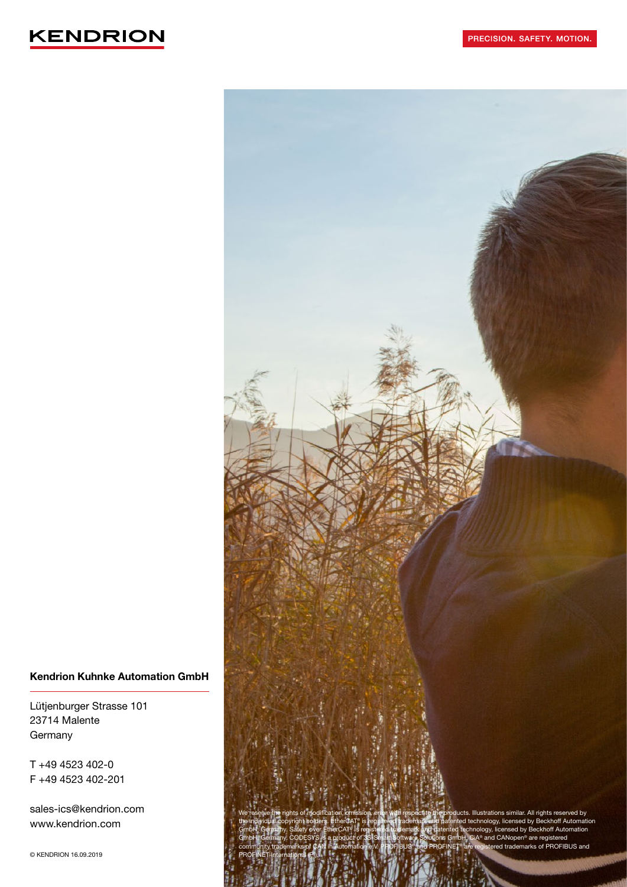KENDRION

PRECISION. SAFETY. MOTION.

**Kendrion Kuhnke Automation GmbH**

Lütjenburger Strasse 101
23714 Malente
Germany

T +49 4523 402-0
F +49 4523 402-201

sales-ics@kendrion.com
www.kendrion.com

© KENDRION 16.09.2019

We reserve the rights of modification, omission, error with respect to the products. Illustrations similar. All rights reserved by the individual copyright holders. EtherCAT® is registered trademark and patented technology, licensed by Beckhoff Automation GmbH, Germany. Safety over EtherCAT® is registered trademark and patented technology, licensed by Beckhoff Automation GmbH, Germany. CODESYS is a product of 3S-Smart Software Solutions GmbH. CiA® and CANopen® are registered community trademarks of CAN in Automation e.V. PROFIBUS® and PROFINET® are registered trademarks of PROFIBUS and PROFINET International (PI).